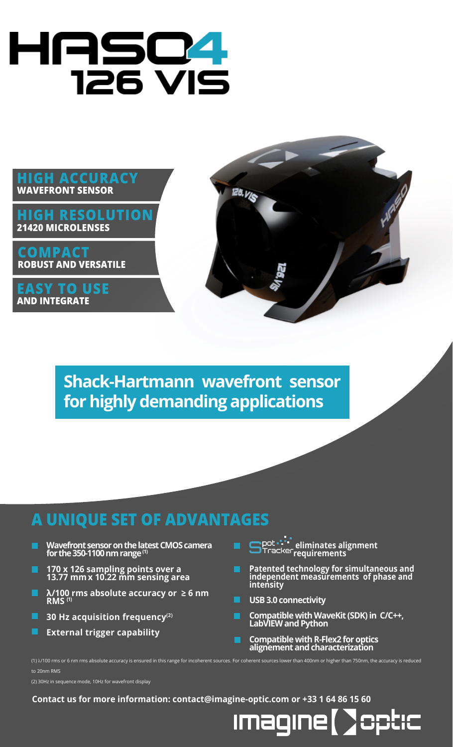# HASO4 126 VIS

**HIGH ACCURACY**
**WAVEFRONT SENSOR**

**HIGH RESOLUTION**
**21420 MICROLENSES**

**COMPACT**
**ROBUST AND VERSATILE**

**EASY TO USE**
**AND INTEGRATE**

## Shack-Hartmann wavefront sensor for highly demanding applications

## A UNIQUE SET OF ADVANTAGES

- **Wavefront sensor on the latest CMOS camera for the 350-1100 nm range (1)**
- **170 x 126 sampling points over a 13.77 mm x 10.22 mm sensing area**
- **λ/100 rms absolute accuracy or ≥ 6 nm RMS (1)**
- **30 Hz acquisition frequency (2)**
- **External trigger capability**
- **SpotTracker eliminates alignment requirements**
- **Patented technology for simultaneous and independent measurements of phase and intensity**
- **USB 3.0 connectivity**
- **Compatible with WaveKit (SDK) in C/C++, LabVIEW and Python**
- **Compatible with R-Flex2 for optics alignement and characterization**

(1) λ/100 rms or 6 nm rms absolute accuracy is ensured in this range for incoherent sources. For coherent sources lower than 400nm or higher than 750nm, the accuracy is reduced to 20nm RMS

(2) 30Hz in sequence mode, 10Hz for wavefront display

**Contact us for more information: contact@imagine-optic.com or +33 1 64 86 15 60**

imagine optic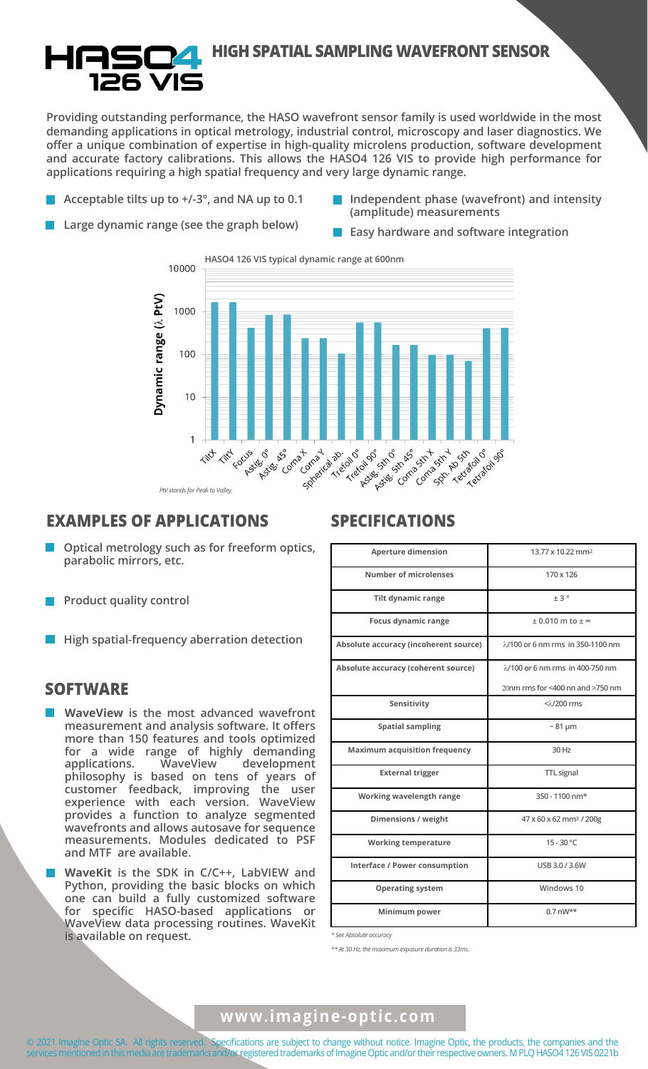# HASO4 126 VIS

## HIGH SPATIAL SAMPLING WAVEFRONT SENSOR

**Providing outstanding performance, the HASO wavefront sensor family is used worldwide in the most demanding applications in optical metrology, industrial control, microscopy and laser diagnostics. We offer a unique combination of expertise in high-quality microlens production, software development and accurate factory calibrations. This allows the HASO4 126 VIS to provide high performance for applications requiring a high spatial frequency and very large dynamic range.**

- **Acceptable tilts up to +/-3°, and NA up to 0.1**
- **Large dynamic range (see the graph below)**
- **Independent phase (wavefront) and intensity (amplitude) measurements**
- **Easy hardware and software integration**

HASO4 126 VIS typical dynamic range at 600nm

Dynamic range (λ PtV)

10000
1000
100
10
1

TiltX, TiltY, Focus, Astig. 0°, Astig. 45°, Coma X, Coma Y, Spherical ab., Trefoil 0°, Trefoil 90°, Astig. 5th 0°, Astig. 5th 45°, Coma 5th X, Coma 5th Y, Sph. Ab 5th, Tetrafoil 0°, Tetrafoil 90°

*PtV stands for Peak to Valley.*

## EXAMPLES OF APPLICATIONS

- **Optical metrology such as for freeform optics, parabolic mirrors, etc.**
- **Product quality control**
- **High spatial-frequency aberration detection**

## SOFTWARE

- **WaveView is the most advanced wavefront measurement and analysis software. It offers more than 150 features and tools optimized for a wide range of highly demanding applications. WaveView development philosophy is based on tens of years of customer feedback, improving the user experience with each version. WaveView provides a function to analyze segmented wavefronts and allows autosave for sequence measurements. Modules dedicated to PSF and MTF are available.**
- **WaveKit is the SDK in C/C++, LabVIEW and Python, providing the basic blocks on which one can build a fully customized software for specific HASO-based applications or WaveView data processing routines. WaveKit is available on request.**

## SPECIFICATIONS

| | |
|---|---|
| **Aperture dimension** | 13.77 x 10.22 mm² |
| **Number of microlenses** | 170 x 126 |
| **Tilt dynamic range** | ± 3 ° |
| **Focus dynamic range** | ± 0.010 m to ± ∞ |
| **Absolute accuracy (incoherent source)** | λ/100 or 6 nm rms in 350-1100 nm |
| **Absolute accuracy (coherent source)** | λ/100 or 6 nm rms in 400-750 nm<br>20nm rms for <400 nm and >750 nm |
| **Sensitivity** | <λ/200 rms |
| **Spatial sampling** | ~ 81 µm |
| **Maximum acquisition frequency** | 30 Hz |
| **External trigger** | TTL signal |
| **Working wavelength range** | 350 - 1100 nm* |
| **Dimensions / weight** | 47 x 60 x 62 mm³ / 200g |
| **Working temperature** | 15 - 30 °C |
| **Interface / Power consumption** | USB 3.0 / 3.6W |
| **Operating system** | Windows 10 |
| **Minimum power** | 0.7 nW** |

*\* See Absolute accuracy*

*\*\* At 30 Hz, the maximum exposure duration is 33ms.*

**www.imagine-optic.com**

© 2021 Imagine Optic SA. All rights reserved. Specifications are subject to change without notice. Imagine Optic, the products, the companies and the services mentioned in this media are trademarks and/or registered trademarks of Imagine Optic and/or their respective owners. M PLQ HASO4 126 VIS 0221b